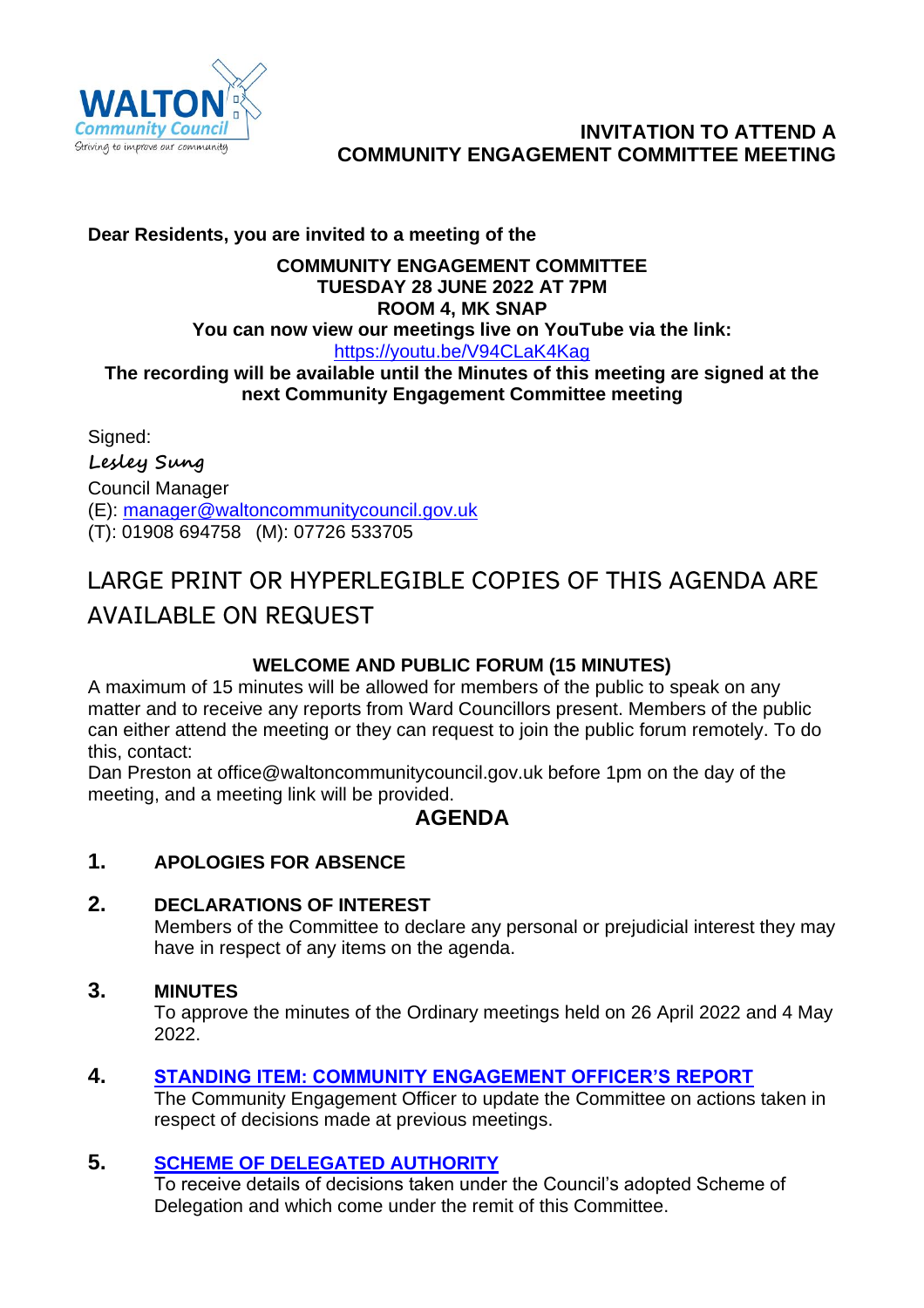**WALTON Community Council**
*Striving to improve our community*

# INVITATION TO ATTEND A COMMUNITY ENGAGEMENT COMMITTEE MEETING

**Dear Residents, you are invited to a meeting of the**

**COMMUNITY ENGAGEMENT COMMITTEE**
**TUESDAY 28 JUNE 2022 AT 7PM**
**ROOM 4, MK SNAP**
**You can now view our meetings live on YouTube via the link:**
[https://youtu.be/V94CLaK4Kag](https://youtu.be/V94CLaK4Kag)
**The recording will be available until the Minutes of this meeting are signed at the next Community Engagement Committee meeting**

Signed:
*Lesley Sung*
Council Manager
(E): [manager@waltoncommunitycouncil.gov.uk](mailto:manager@waltoncommunitycouncil.gov.uk)
(T): 01908 694758 (M): 07726 533705

LARGE PRINT OR HYPERLEGIBLE COPIES OF THIS AGENDA ARE AVAILABLE ON REQUEST

### WELCOME AND PUBLIC FORUM (15 MINUTES)

A maximum of 15 minutes will be allowed for members of the public to speak on any matter and to receive any reports from Ward Councillors present. Members of the public can either attend the meeting or they can request to join the public forum remotely. To do this, contact:
Dan Preston at office@waltoncommunitycouncil.gov.uk before 1pm on the day of the meeting, and a meeting link will be provided.

## AGENDA

**1. APOLOGIES FOR ABSENCE**

**2. DECLARATIONS OF INTEREST**
Members of the Committee to declare any personal or prejudicial interest they may have in respect of any items on the agenda.

**3. MINUTES**
To approve the minutes of the Ordinary meetings held on 26 April 2022 and 4 May 2022.

**4. STANDING ITEM: COMMUNITY ENGAGEMENT OFFICER'S REPORT**
The Community Engagement Officer to update the Committee on actions taken in respect of decisions made at previous meetings.

**5. SCHEME OF DELEGATED AUTHORITY**
To receive details of decisions taken under the Council's adopted Scheme of Delegation and which come under the remit of this Committee.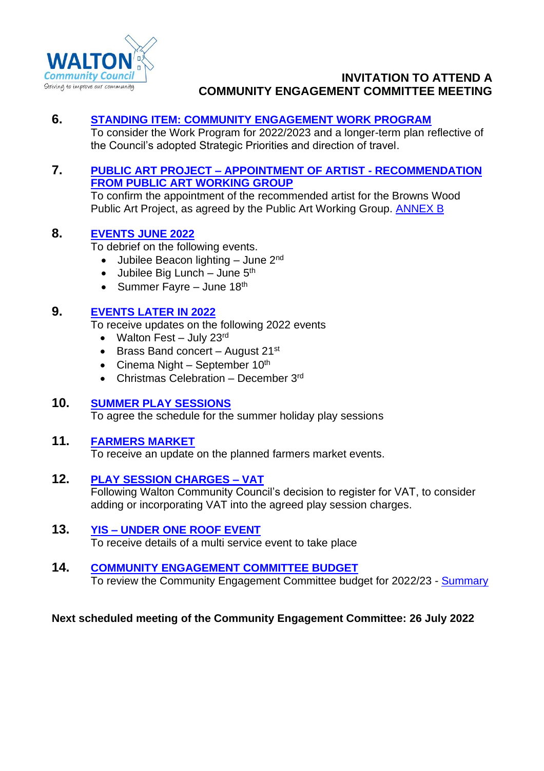## INVITATION TO ATTEND A COMMUNITY ENGAGEMENT COMMITTEE MEETING

**6.** **STANDING ITEM: COMMUNITY ENGAGEMENT WORK PROGRAM**
To consider the Work Program for 2022/2023 and a longer-term plan reflective of the Council's adopted Strategic Priorities and direction of travel.

**7.** **PUBLIC ART PROJECT – APPOINTMENT OF ARTIST - RECOMMENDATION FROM PUBLIC ART WORKING GROUP**
To confirm the appointment of the recommended artist for the Browns Wood Public Art Project, as agreed by the Public Art Working Group. ANNEX B

**8.** **EVENTS JUNE 2022**
To debrief on the following events.

- Jubilee Beacon lighting – June 2nd
- Jubilee Big Lunch – June 5th
- Summer Fayre – June 18th

**9.** **EVENTS LATER IN 2022**
To receive updates on the following 2022 events

- Walton Fest – July 23rd
- Brass Band concert – August 21st
- Cinema Night – September 10th
- Christmas Celebration – December 3rd

**10.** **SUMMER PLAY SESSIONS**
To agree the schedule for the summer holiday play sessions

**11.** **FARMERS MARKET**
To receive an update on the planned farmers market events.

**12.** **PLAY SESSION CHARGES – VAT**
Following Walton Community Council's decision to register for VAT, to consider adding or incorporating VAT into the agreed play session charges.

**13.** **YIS – UNDER ONE ROOF EVENT**
To receive details of a multi service event to take place

**14.** **COMMUNITY ENGAGEMENT COMMITTEE BUDGET**
To review the Community Engagement Committee budget for 2022/23 - Summary

**Next scheduled meeting of the Community Engagement Committee: 26 July 2022**